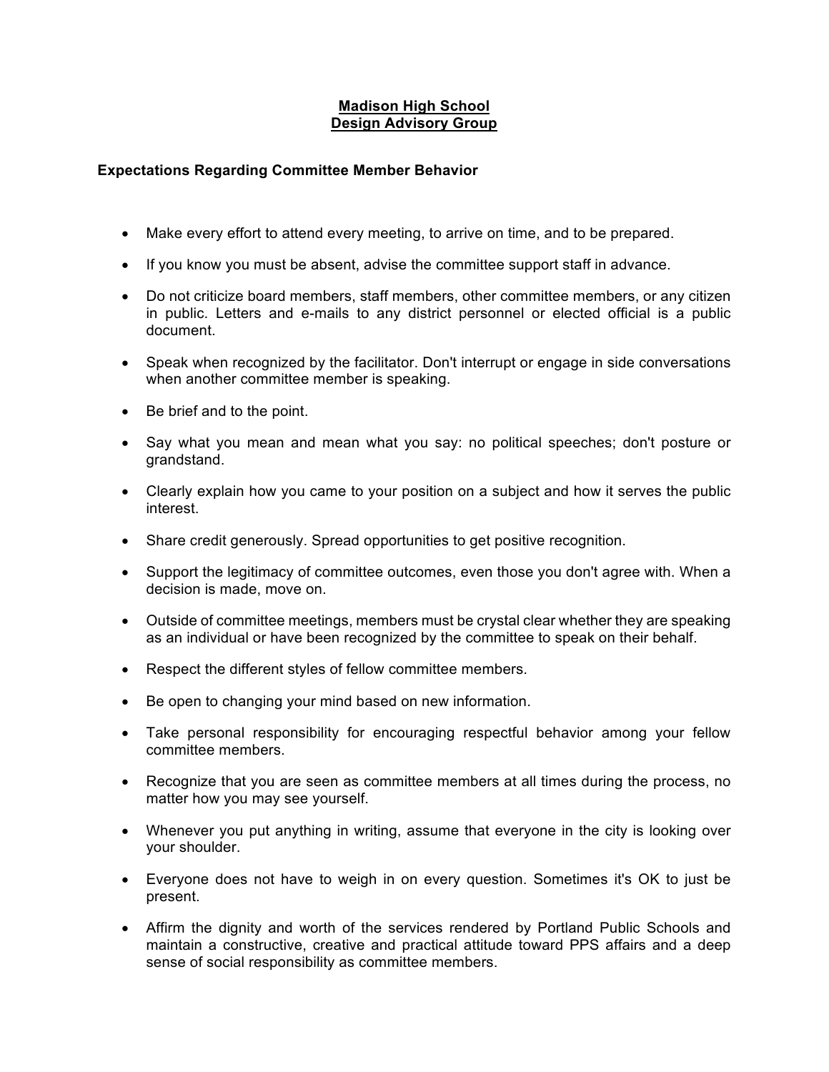# **Madison High School**
# **Design Advisory Group**

### Expectations Regarding Committee Member Behavior

- Make every effort to attend every meeting, to arrive on time, and to be prepared.
- If you know you must be absent, advise the committee support staff in advance.
- Do not criticize board members, staff members, other committee members, or any citizen in public. Letters and e-mails to any district personnel or elected official is a public document.
- Speak when recognized by the facilitator. Don't interrupt or engage in side conversations when another committee member is speaking.
- Be brief and to the point.
- Say what you mean and mean what you say: no political speeches; don't posture or grandstand.
- Clearly explain how you came to your position on a subject and how it serves the public interest.
- Share credit generously. Spread opportunities to get positive recognition.
- Support the legitimacy of committee outcomes, even those you don't agree with. When a decision is made, move on.
- Outside of committee meetings, members must be crystal clear whether they are speaking as an individual or have been recognized by the committee to speak on their behalf.
- Respect the different styles of fellow committee members.
- Be open to changing your mind based on new information.
- Take personal responsibility for encouraging respectful behavior among your fellow committee members.
- Recognize that you are seen as committee members at all times during the process, no matter how you may see yourself.
- Whenever you put anything in writing, assume that everyone in the city is looking over your shoulder.
- Everyone does not have to weigh in on every question. Sometimes it's OK to just be present.
- Affirm the dignity and worth of the services rendered by Portland Public Schools and maintain a constructive, creative and practical attitude toward PPS affairs and a deep sense of social responsibility as committee members.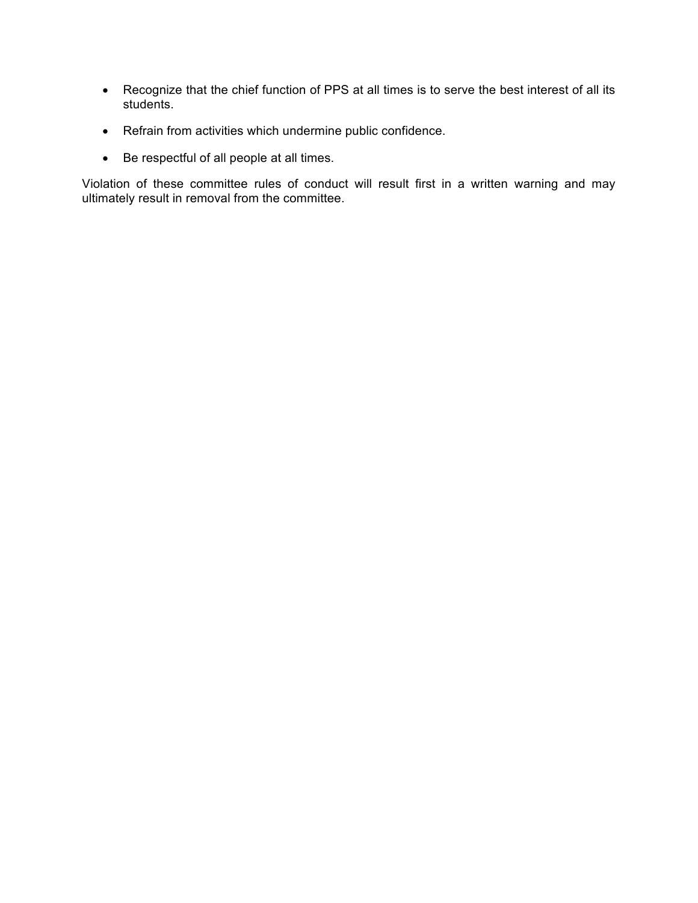- Recognize that the chief function of PPS at all times is to serve the best interest of all its students.
- Refrain from activities which undermine public confidence.
- Be respectful of all people at all times.

Violation of these committee rules of conduct will result first in a written warning and may ultimately result in removal from the committee.